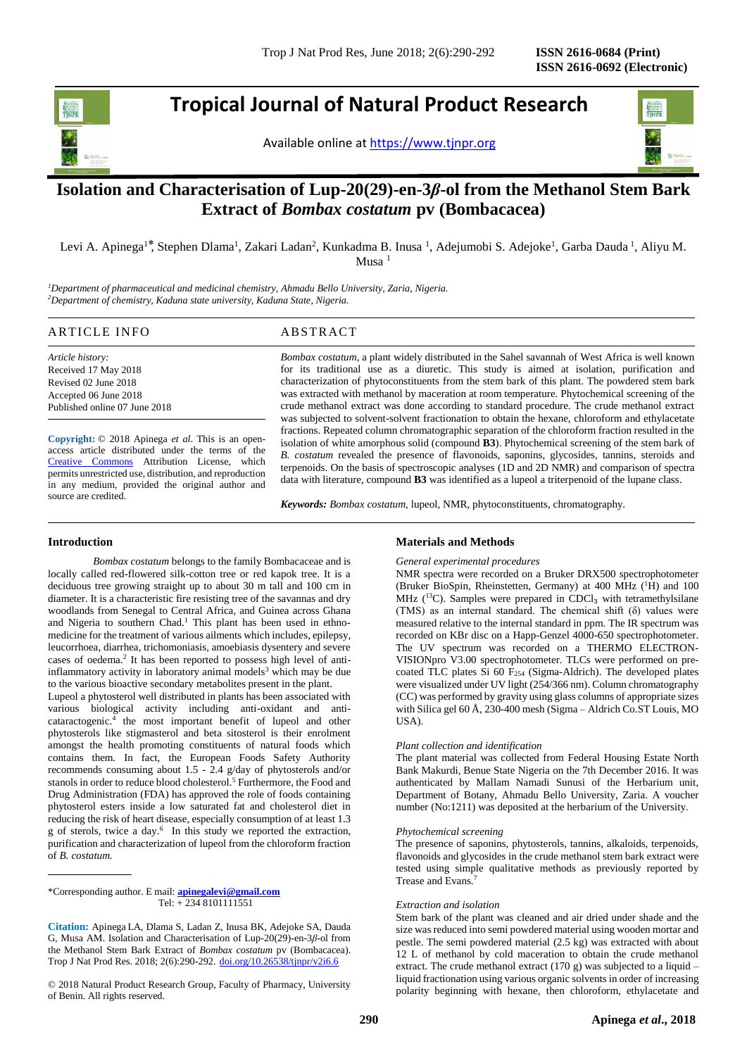# Tropical Journal of Natural Product Research

Available online at https://www.tjnpr.org

## Isolation and Characterisation of Lup-20(29)-en-3*β*-ol from the Methanol Stem Bark Extract of *Bombax costatum* pv (Bombacacea)

Levi A. Apinega[1*], Stephen Dlama[1], Zakari Ladan[2], Kunkadma B. Inusa [1], Adejumobi S. Adejoke[1], Garba Dauda [1], Aliyu M. Musa [1]

[1]*Department of pharmaceutical and medicinal chemistry, Ahmadu Bello University, Zaria, Nigeria.*
[2]*Department of chemistry, Kaduna state university, Kaduna State, Nigeria.*

### ARTICLE INFO

*Article history:*
Received 17 May 2018
Revised 02 June 2018
Accepted 06 June 2018
Published online 07 June 2018

**Copyright:** © 2018 Apinega *et al*. This is an open-access article distributed under the terms of the Creative Commons Attribution License, which permits unrestricted use, distribution, and reproduction in any medium, provided the original author and source are credited.

### ABSTRACT

*Bombax costatum*, a plant widely distributed in the Sahel savannah of West Africa is well known for its traditional use as a diuretic. This study is aimed at isolation, purification and characterization of phytoconstituents from the stem bark of this plant. The powdered stem bark was extracted with methanol by maceration at room temperature. Phytochemical screening of the crude methanol extract was done according to standard procedure. The crude methanol extract was subjected to solvent-solvent fractionation to obtain the hexane, chloroform and ethylacetate fractions. Repeated column chromatographic separation of the chloroform fraction resulted in the isolation of white amorphous solid (compound **B3**). Phytochemical screening of the stem bark of *B. costatum* revealed the presence of flavonoids, saponins, glycosides, tannins, steroids and terpenoids. On the basis of spectroscopic analyses (1D and 2D NMR) and comparison of spectra data with literature, compound **B3** was identified as a lupeol a triterpenoid of the lupane class.

***Keywords:*** *Bombax costatum*, lupeol, NMR, phytoconstituents, chromatography.

### Introduction

*Bombax costatum* belongs to the family Bombacaceae and is locally called red-flowered silk-cotton tree or red kapok tree. It is a deciduous tree growing straight up to about 30 m tall and 100 cm in diameter. It is a characteristic fire resisting tree of the savannas and dry woodlands from Senegal to Central Africa, and Guinea across Ghana and Nigeria to southern Chad.[1] This plant has been used in ethno-medicine for the treatment of various ailments which includes, epilepsy, leucorrhoea, diarrhea, trichomoniasis, amoebiasis dysentery and severe cases of oedema.[2] It has been reported to possess high level of anti-inflammatory activity in laboratory animal models[3] which may be due to the various bioactive secondary metabolites present in the plant.

Lupeol a phytosterol well distributed in plants has been associated with various biological activity including anti-oxidant and anti-cataractogenic.[4] the most important benefit of lupeol and other phytosterols like stigmasterol and beta sitosterol is their enrolment amongst the health promoting constituents of natural foods which contains them. In fact, the European Foods Safety Authority recommends consuming about 1.5 - 2.4 g/day of phytosterols and/or stanols in order to reduce blood cholesterol.[5] Furthermore, the Food and Drug Administration (FDA) has approved the role of foods containing phytosterol esters inside a low saturated fat and cholesterol diet in reducing the risk of heart disease, especially consumption of at least 1.3 g of sterols, twice a day.[6] In this study we reported the extraction, purification and characterization of lupeol from the chloroform fraction of *B. costatum.*

\*Corresponding author. E mail: **apinegalevi@gmail.com**
Tel: + 234 8101111551

**Citation:** Apinega LA, Dlama S, Ladan Z, Inusa BK, Adejoke SA, Dauda G, Musa AM. Isolation and Characterisation of Lup-20(29)-en-3*β*-ol from the Methanol Stem Bark Extract of *Bombax costatum* pv (Bombacacea). Trop J Nat Prod Res. 2018; 2(6):290-292. doi.org/10.26538/tjnpr/v2i6.6

© 2018 Natural Product Research Group, Faculty of Pharmacy, University of Benin. All rights reserved.

### Materials and Methods

*General experimental procedures*

NMR spectra were recorded on a Bruker DRX500 spectrophotometer (Bruker BioSpin, Rheinstetten, Germany) at 400 MHz ($^{1}$H) and 100 MHz ($^{13}$C). Samples were prepared in $CDCl_3$ with tetramethylsilane (TMS) as an internal standard. The chemical shift (δ) values were measured relative to the internal standard in ppm. The IR spectrum was recorded on KBr disc on a Happ-Genzel 4000-650 spectrophotometer. The UV spectrum was recorded on a THERMO ELECTRON-VISIONpro V3.00 spectrophotometer. TLCs were performed on pre-coated TLC plates Si 60 $F_{254}$ (Sigma-Aldrich). The developed plates were visualized under UV light (254/366 nm). Column chromatography (CC) was performed by gravity using glass columns of appropriate sizes with Silica gel 60 Å, 230-400 mesh (Sigma – Aldrich Co.ST Louis, MO USA).

*Plant collection and identification*

The plant material was collected from Federal Housing Estate North Bank Makurdi, Benue State Nigeria on the 7th December 2016. It was authenticated by Mallam Namadi Sunusi of the Herbarium unit, Department of Botany, Ahmadu Bello University, Zaria. A voucher number (No:1211) was deposited at the herbarium of the University.

*Phytochemical screening*

The presence of saponins, phytosterols, tannins, alkaloids, terpenoids, flavonoids and glycosides in the crude methanol stem bark extract were tested using simple qualitative methods as previously reported by Trease and Evans.[7]

*Extraction and isolation*

Stem bark of the plant was cleaned and air dried under shade and the size was reduced into semi powdered material using wooden mortar and pestle. The semi powdered material (2.5 kg) was extracted with about 12 L of methanol by cold maceration to obtain the crude methanol extract. The crude methanol extract (170 g) was subjected to a liquid – liquid fractionation using various organic solvents in order of increasing polarity beginning with hexane, then chloroform, ethylacetate and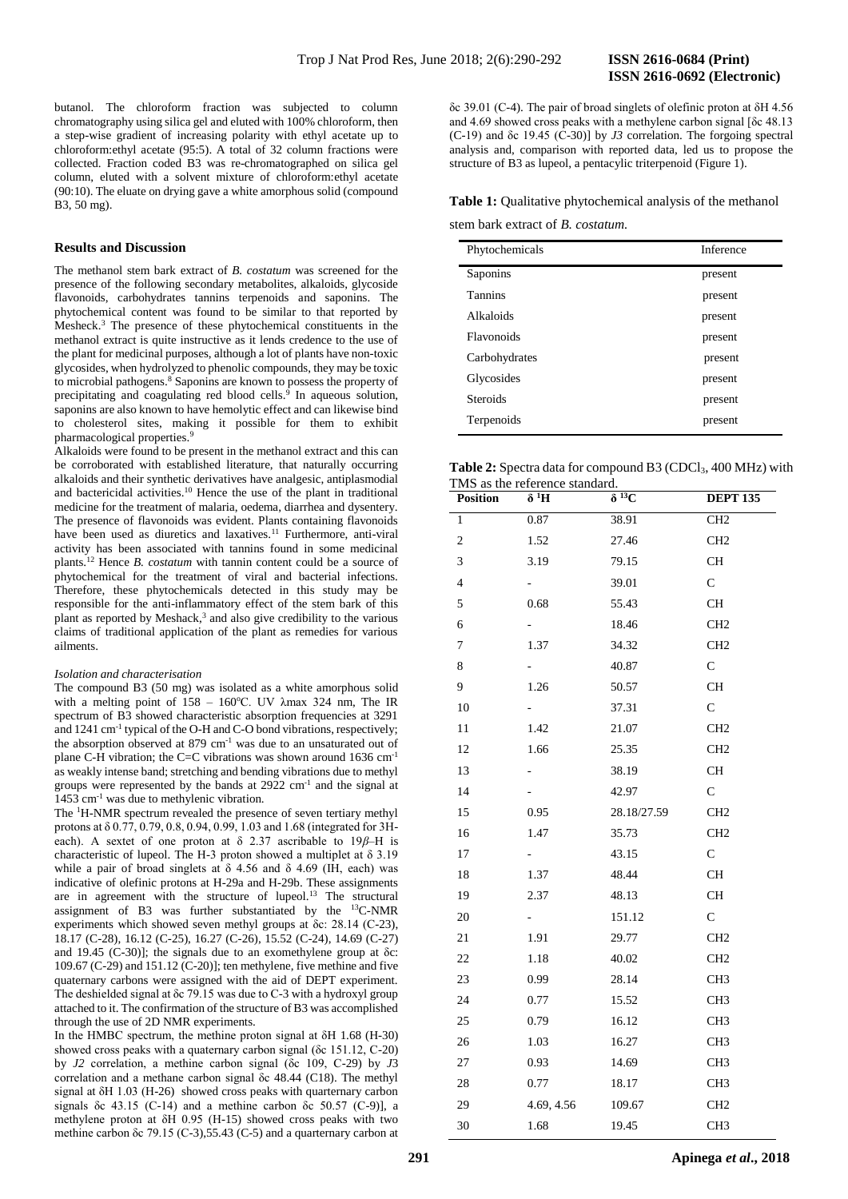butanol. The chloroform fraction was subjected to column chromatography using silica gel and eluted with 100% chloroform, then a step-wise gradient of increasing polarity with ethyl acetate up to chloroform:ethyl acetate (95:5). A total of 32 column fractions were collected. Fraction coded B3 was re-chromatographed on silica gel column, eluted with a solvent mixture of chloroform:ethyl acetate (90:10). The eluate on drying gave a white amorphous solid (compound B3, 50 mg).

## Results and Discussion

The methanol stem bark extract of *B. costatum* was screened for the presence of the following secondary metabolites, alkaloids, glycoside flavonoids, carbohydrates tannins terpenoids and saponins. The phytochemical content was found to be similar to that reported by Mesheck.[3] The presence of these phytochemical constituents in the methanol extract is quite instructive as it lends credence to the use of the plant for medicinal purposes, although a lot of plants have non-toxic glycosides, when hydrolyzed to phenolic compounds, they may be toxic to microbial pathogens.[8] Saponins are known to possess the property of precipitating and coagulating red blood cells.[9] In aqueous solution, saponins are also known to have hemolytic effect and can likewise bind to cholesterol sites, making it possible for them to exhibit pharmacological properties.[9]

Alkaloids were found to be present in the methanol extract and this can be corroborated with established literature, that naturally occurring alkaloids and their synthetic derivatives have analgesic, antiplasmodial and bactericidal activities.[10] Hence the use of the plant in traditional medicine for the treatment of malaria, oedema, diarrhea and dysentery. The presence of flavonoids was evident. Plants containing flavonoids have been used as diuretics and laxatives.[11] Furthermore, anti-viral activity has been associated with tannins found in some medicinal plants.[12] Hence *B. costatum* with tannin content could be a source of phytochemical for the treatment of viral and bacterial infections. Therefore, these phytochemicals detected in this study may be responsible for the anti-inflammatory effect of the stem bark of this plant as reported by Meshack,[3] and also give credibility to the various claims of traditional application of the plant as remedies for various ailments.

### *Isolation and characterisation*

The compound B3 (50 mg) was isolated as a white amorphous solid with a melting point of 158 – 160°C. UV λmax 324 nm, The IR spectrum of B3 showed characteristic absorption frequencies at 3291 and 1241 cm$^{-1}$ typical of the O-H and C-O bond vibrations, respectively; the absorption observed at 879 cm$^{-1}$ was due to an unsaturated out of plane C-H vibration; the C=C vibrations was shown around 1636 cm$^{-1}$ as weakly intense band; stretching and bending vibrations due to methyl groups were represented by the bands at 2922 cm$^{-1}$ and the signal at 1453 cm$^{-1}$ was due to methylenic vibration.

The $^{1}$H-NMR spectrum revealed the presence of seven tertiary methyl protons at δ 0.77, 0.79, 0.8, 0.94, 0.99, 1.03 and 1.68 (integrated for 3H-each). A sextet of one proton at δ 2.37 ascribable to 19*β*–H is characteristic of lupeol. The H-3 proton showed a multiplet at δ 3.19 while a pair of broad singlets at δ 4.56 and δ 4.69 (IH, each) was indicative of olefinic protons at H-29a and H-29b. These assignments are in agreement with the structure of lupeol.[13] The structural assignment of B3 was further substantiated by the $^{13}$C-NMR experiments which showed seven methyl groups at δc: 28.14 (C-23), 18.17 (C-28), 16.12 (C-25), 16.27 (C-26), 15.52 (C-24), 14.69 (C-27) and 19.45 (C-30)]; the signals due to an exomethylene group at δc: 109.67 (C-29) and 151.12 (C-20)]; ten methylene, five methine and five quaternary carbons were assigned with the aid of DEPT experiment. The deshielded signal at δc 79.15 was due to C-3 with a hydroxyl group attached to it. The confirmation of the structure of B3 was accomplished through the use of 2D NMR experiments.

In the HMBC spectrum, the methine proton signal at δH 1.68 (H-30) showed cross peaks with a quaternary carbon signal (δc 151.12, C-20) by *J2* correlation, a methine carbon signal (δc 109, C-29) by *J*3 correlation and a methane carbon signal δc 48.44 (C18). The methyl signal at δH 1.03 (H-26) showed cross peaks with quarternary carbon signals δc 43.15 (C-14) and a methine carbon δc 50.57 (C-9)], a methylene proton at δH 0.95 (H-15) showed cross peaks with two methine carbon δc 79.15 (C-3),55.43 (C-5) and a quarternary carbon at δc 39.01 (C-4). The pair of broad singlets of olefinic proton at δH 4.56 and 4.69 showed cross peaks with a methylene carbon signal [δc 48.13 (C-19) and δc 19.45 (C-30)] by *J3* correlation. The forgoing spectral analysis and, comparison with reported data, led us to propose the structure of B3 as lupeol, a pentacylic triterpenoid (Figure 1).

**Table 1:** Qualitative phytochemical analysis of the methanol stem bark extract of *B. costatum.*

| Phytochemicals | Inference |
|---|---|
| Saponins | present |
| Tannins | present |
| Alkaloids | present |
| Flavonoids | present |
| Carbohydrates | present |
| Glycosides | present |
| Steroids | present |
| Terpenoids | present |

**Table 2:** Spectra data for compound B3 ($CDCl_3$, 400 MHz) with TMS as the reference standard.

| Position | δ $^{1}$H | δ $^{13}$C | DEPT 135 |
|---|---|---|---|
| 1 | 0.87 | 38.91 | CH2 |
| 2 | 1.52 | 27.46 | CH2 |
| 3 | 3.19 | 79.15 | CH |
| 4 | - | 39.01 | C |
| 5 | 0.68 | 55.43 | CH |
| 6 | - | 18.46 | CH2 |
| 7 | 1.37 | 34.32 | CH2 |
| 8 | - | 40.87 | C |
| 9 | 1.26 | 50.57 | CH |
| 10 | - | 37.31 | C |
| 11 | 1.42 | 21.07 | CH2 |
| 12 | 1.66 | 25.35 | CH2 |
| 13 | - | 38.19 | CH |
| 14 | - | 42.97 | C |
| 15 | 0.95 | 28.18/27.59 | CH2 |
| 16 | 1.47 | 35.73 | CH2 |
| 17 | - | 43.15 | C |
| 18 | 1.37 | 48.44 | CH |
| 19 | 2.37 | 48.13 | CH |
| 20 | - | 151.12 | C |
| 21 | 1.91 | 29.77 | CH2 |
| 22 | 1.18 | 40.02 | CH2 |
| 23 | 0.99 | 28.14 | CH3 |
| 24 | 0.77 | 15.52 | CH3 |
| 25 | 0.79 | 16.12 | CH3 |
| 26 | 1.03 | 16.27 | CH3 |
| 27 | 0.93 | 14.69 | CH3 |
| 28 | 0.77 | 18.17 | CH3 |
| 29 | 4.69, 4.56 | 109.67 | CH2 |
| 30 | 1.68 | 19.45 | CH3 |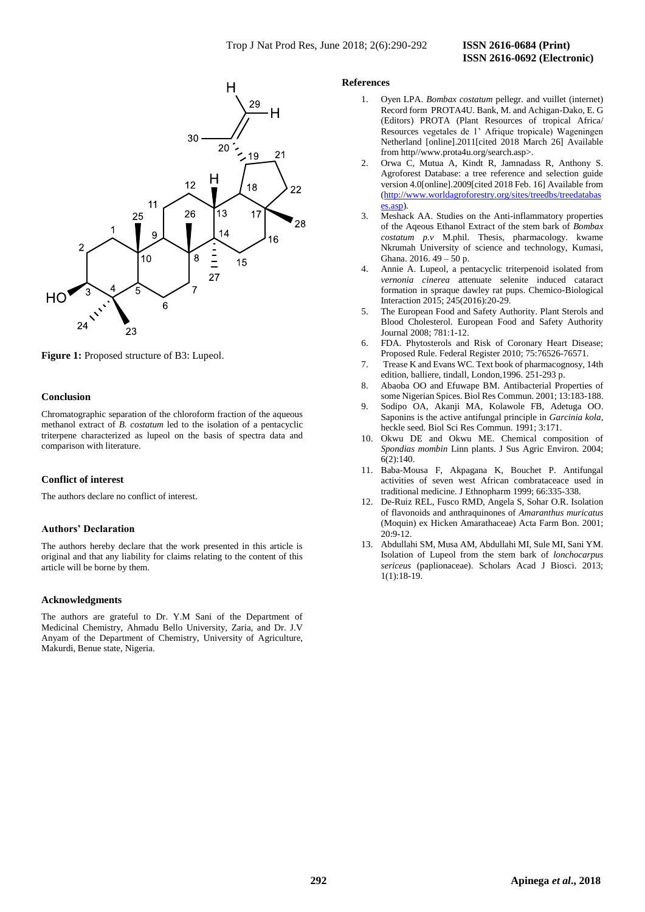Figure 1: Proposed structure of B3: Lupeol.

## Conclusion

Chromatographic separation of the chloroform fraction of the aqueous methanol extract of *B. costatum* led to the isolation of a pentacyclic triterpene characterized as lupeol on the basis of spectra data and comparison with literature.

## Conflict of interest

The authors declare no conflict of interest.

## Authors' Declaration

The authors hereby declare that the work presented in this article is original and that any liability for claims relating to the content of this article will be borne by them.

## Acknowledgments

The authors are grateful to Dr. Y.M Sani of the Department of Medicinal Chemistry, Ahmadu Bello University, Zaria, and Dr. J.V Anyam of the Department of Chemistry, University of Agriculture, Makurdi, Benue state, Nigeria.

## References

1. Oyen LPA. *Bombax costatum* pellegr. and vuillet (internet) Record form PROTA4U. Bank, M. and Achigan-Dako, E. G (Editors) PROTA (Plant Resources of tropical Africa/ Resources vegetales de l' Afrique tropicale) Wageningen Netherland [online].2011[cited 2018 March 26] Available from http//www.prota4u.org/search.asp>.
2. Orwa C, Mutua A, Kindt R, Jamnadass R, Anthony S. Agroforest Database: a tree reference and selection guide version 4.0[online].2009[cited 2018 Feb. 16] Available from (http://www.worldagroforestry.org/sites/treedbs/treedatabases.asp).
3. Meshack AA. Studies on the Anti-inflammatory properties of the Aqeous Ethanol Extract of the stem bark of *Bombax costatum p.v* M.phil. Thesis, pharmacology. kwame Nkrumah University of science and technology, Kumasi, Ghana. 2016. 49 – 50 p.
4. Annie A. Lupeol, a pentacyclic triterpenoid isolated from *vernonia cinerea* attenuate selenite induced cataract formation in spraque dawley rat pups. Chemico-Biological Interaction 2015; 245(2016):20-29.
5. The European Food and Safety Authority. Plant Sterols and Blood Cholesterol. European Food and Safety Authority Journal 2008; 781:1-12.
6. FDA. Phytosterols and Risk of Coronary Heart Disease; Proposed Rule. Federal Register 2010; 75:76526-76571.
7. Trease K and Evans WC. Text book of pharmacognosy, 14th edition, balliere, tindall, London,1996. 251-293 p.
8. Abaoba OO and Efuwape BM. Antibacterial Properties of some Nigerian Spices. Biol Res Commun. 2001; 13:183-188.
9. Sodipo OA, Akanji MA, Kolawole FB, Adetuga OO. Saponins is the active antifungal principle in *Garcinia kola,* heckle seed. Biol Sci Res Commun. 1991; 3:171.
10. Okwu DE and Okwu ME. Chemical composition of *Spondias mombin* Linn plants. J Sus Agric Environ. 2004; 6(2):140.
11. Baba-Mousa F, Akpagana K, Bouchet P. Antifungal activities of seven west African combrataceace used in traditional medicine. J Ethnopharm 1999; 66:335-338.
12. De-Ruiz REL, Fusco RMD, Angela S, Sohar O.R. Isolation of flavonoids and anthraquinones of *Amaranthus muricatus* (Moquin) ex Hicken Amarathaceae) Acta Farm Bon. 2001; 20:9-12.
13. Abdullahi SM, Musa AM, Abdullahi MI, Sule MI, Sani YM. Isolation of Lupeol from the stem bark of *lonchocarpus sericeus* (paplionaceae). Scholars Acad J Biosci. 2013; 1(1):18-19.